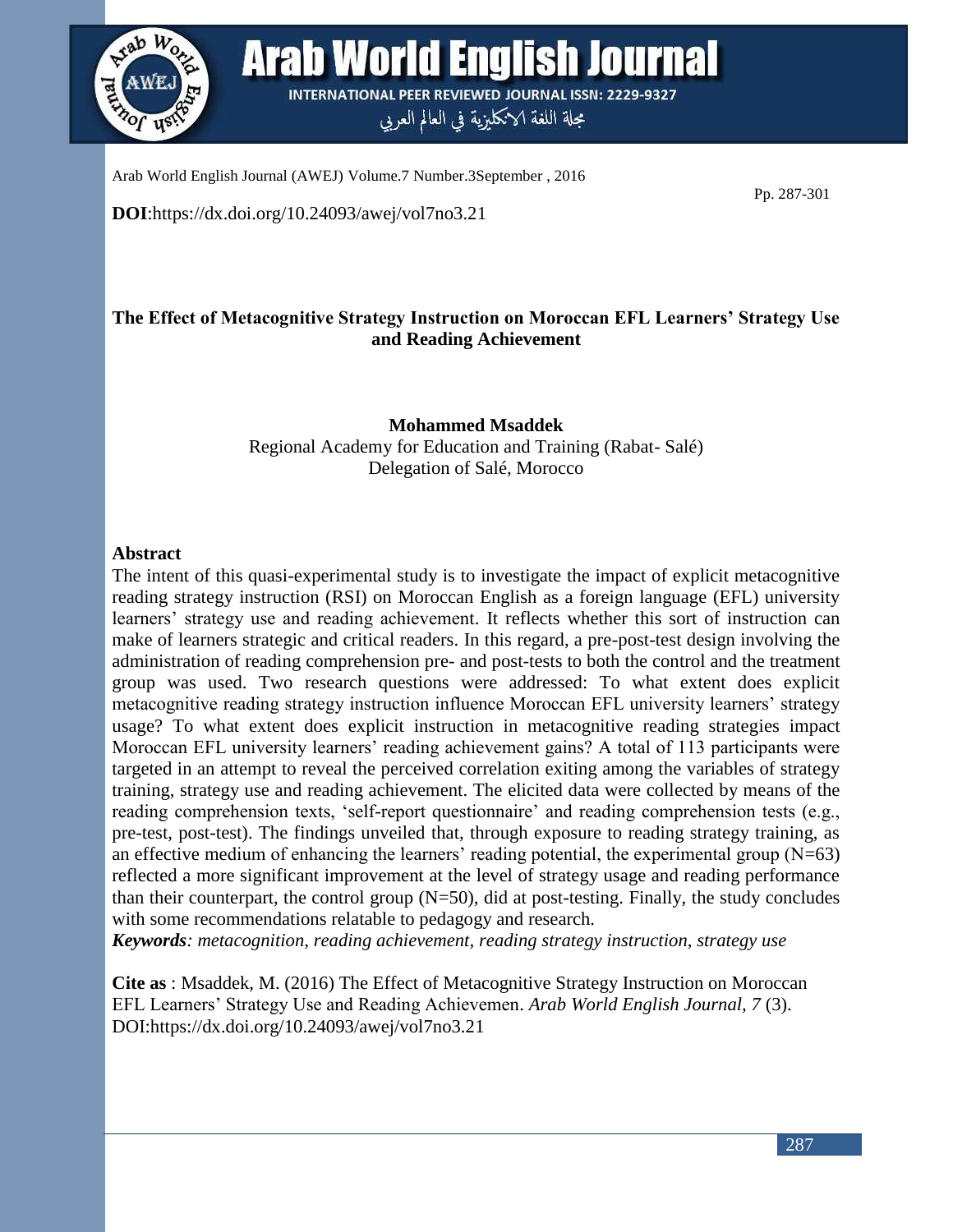DOI:https://dx.doi.org/10.24093/awej/vol7no3.21

# The Effect of Metacognitive Strategy Instruction on Moroccan EFL Learners' Strategy Use and Reading Achievement

**Mohammed Msaddek**
Regional Academy for Education and Training (Rabat- Salé)
Delegation of Salé, Morocco

## Abstract

The intent of this quasi-experimental study is to investigate the impact of explicit metacognitive reading strategy instruction (RSI) on Moroccan English as a foreign language (EFL) university learners' strategy use and reading achievement. It reflects whether this sort of instruction can make of learners strategic and critical readers. In this regard, a pre-post-test design involving the administration of reading comprehension pre- and post-tests to both the control and the treatment group was used. Two research questions were addressed: To what extent does explicit metacognitive reading strategy instruction influence Moroccan EFL university learners' strategy usage? To what extent does explicit instruction in metacognitive reading strategies impact Moroccan EFL university learners' reading achievement gains? A total of 113 participants were targeted in an attempt to reveal the perceived correlation exiting among the variables of strategy training, strategy use and reading achievement. The elicited data were collected by means of the reading comprehension texts, 'self-report questionnaire' and reading comprehension tests (e.g., pre-test, post-test). The findings unveiled that, through exposure to reading strategy training, as an effective medium of enhancing the learners' reading potential, the experimental group (N=63) reflected a more significant improvement at the level of strategy usage and reading performance than their counterpart, the control group (N=50), did at post-testing. Finally, the study concludes with some recommendations relatable to pedagogy and research.

***Keywords****: metacognition, reading achievement, reading strategy instruction, strategy use*

**Cite as** : Msaddek, M. (2016) The Effect of Metacognitive Strategy Instruction on Moroccan EFL Learners' Strategy Use and Reading Achievemen. *Arab World English Journal, 7* (3). DOI:https://dx.doi.org/10.24093/awej/vol7no3.21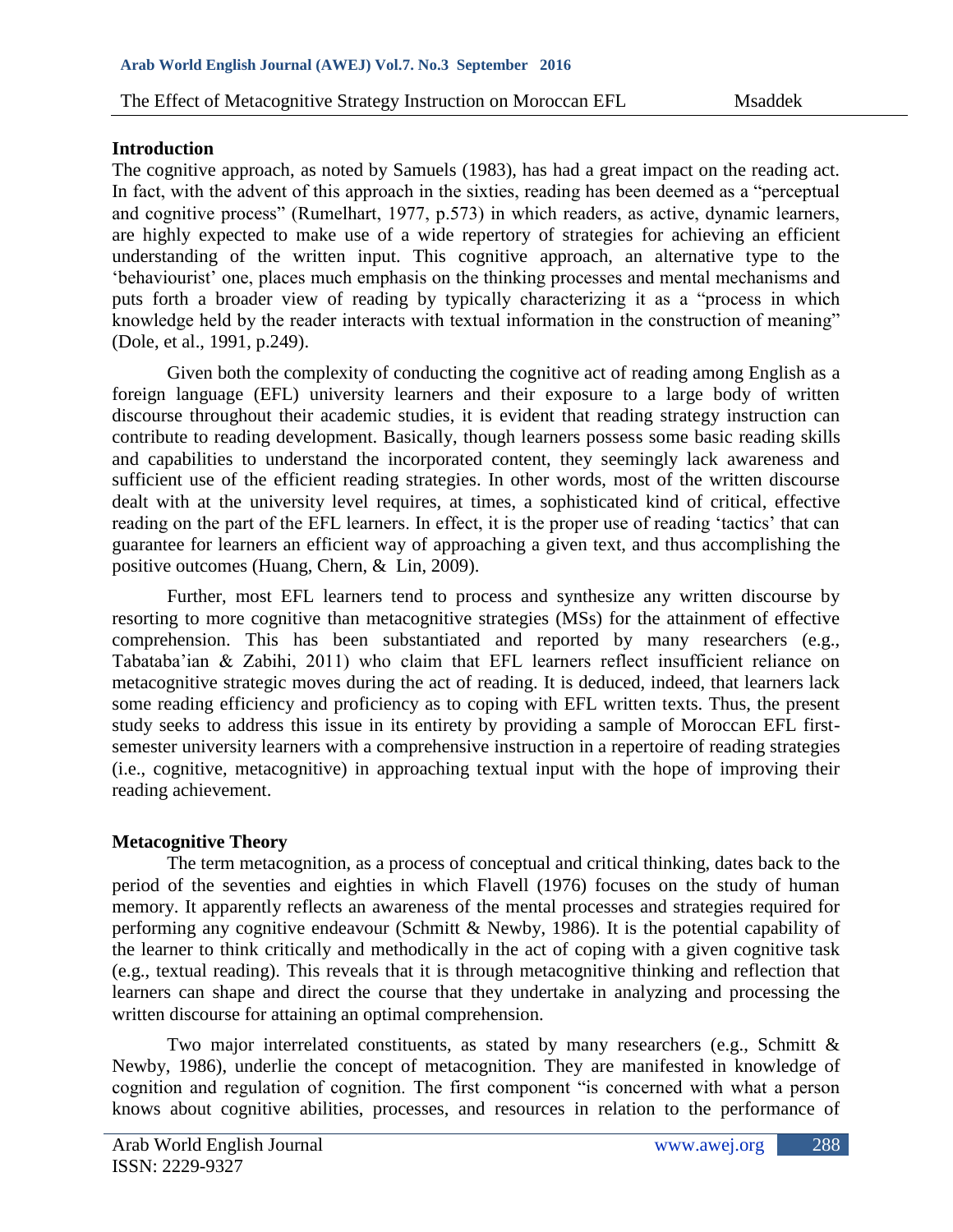## Introduction

The cognitive approach, as noted by Samuels (1983), has had a great impact on the reading act. In fact, with the advent of this approach in the sixties, reading has been deemed as a "perceptual and cognitive process" (Rumelhart, 1977, p.573) in which readers, as active, dynamic learners, are highly expected to make use of a wide repertory of strategies for achieving an efficient understanding of the written input. This cognitive approach, an alternative type to the 'behaviourist' one, places much emphasis on the thinking processes and mental mechanisms and puts forth a broader view of reading by typically characterizing it as a "process in which knowledge held by the reader interacts with textual information in the construction of meaning" (Dole, et al., 1991, p.249).

Given both the complexity of conducting the cognitive act of reading among English as a foreign language (EFL) university learners and their exposure to a large body of written discourse throughout their academic studies, it is evident that reading strategy instruction can contribute to reading development. Basically, though learners possess some basic reading skills and capabilities to understand the incorporated content, they seemingly lack awareness and sufficient use of the efficient reading strategies. In other words, most of the written discourse dealt with at the university level requires, at times, a sophisticated kind of critical, effective reading on the part of the EFL learners. In effect, it is the proper use of reading 'tactics' that can guarantee for learners an efficient way of approaching a given text, and thus accomplishing the positive outcomes (Huang, Chern, & Lin, 2009).

Further, most EFL learners tend to process and synthesize any written discourse by resorting to more cognitive than metacognitive strategies (MSs) for the attainment of effective comprehension. This has been substantiated and reported by many researchers (e.g., Tabataba'ian & Zabihi, 2011) who claim that EFL learners reflect insufficient reliance on metacognitive strategic moves during the act of reading. It is deduced, indeed, that learners lack some reading efficiency and proficiency as to coping with EFL written texts. Thus, the present study seeks to address this issue in its entirety by providing a sample of Moroccan EFL first-semester university learners with a comprehensive instruction in a repertoire of reading strategies (i.e., cognitive, metacognitive) in approaching textual input with the hope of improving their reading achievement.

## Metacognitive Theory

The term metacognition, as a process of conceptual and critical thinking, dates back to the period of the seventies and eighties in which Flavell (1976) focuses on the study of human memory. It apparently reflects an awareness of the mental processes and strategies required for performing any cognitive endeavour (Schmitt & Newby, 1986). It is the potential capability of the learner to think critically and methodically in the act of coping with a given cognitive task (e.g., textual reading). This reveals that it is through metacognitive thinking and reflection that learners can shape and direct the course that they undertake in analyzing and processing the written discourse for attaining an optimal comprehension.

Two major interrelated constituents, as stated by many researchers (e.g., Schmitt & Newby, 1986), underlie the concept of metacognition. They are manifested in knowledge of cognition and regulation of cognition. The first component "is concerned with what a person knows about cognitive abilities, processes, and resources in relation to the performance of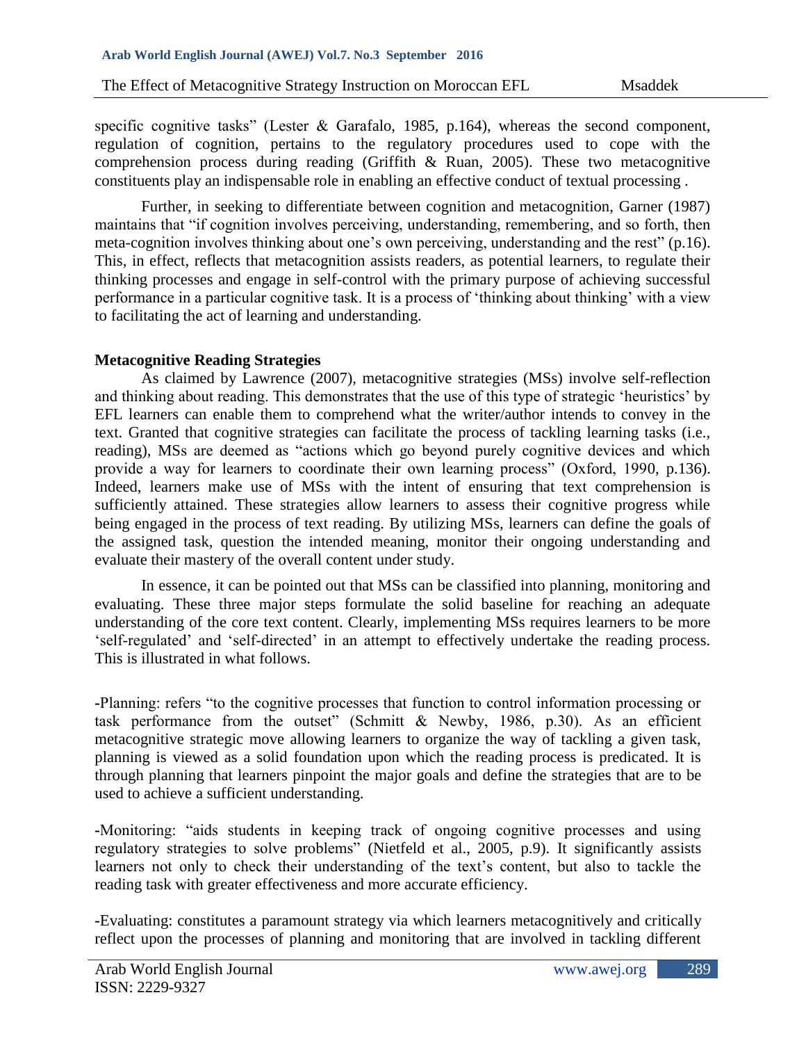specific cognitive tasks" (Lester & Garafalo, 1985, p.164), whereas the second component, regulation of cognition, pertains to the regulatory procedures used to cope with the comprehension process during reading (Griffith & Ruan, 2005). These two metacognitive constituents play an indispensable role in enabling an effective conduct of textual processing .

Further, in seeking to differentiate between cognition and metacognition, Garner (1987) maintains that "if cognition involves perceiving, understanding, remembering, and so forth, then meta-cognition involves thinking about one's own perceiving, understanding and the rest" (p.16). This, in effect, reflects that metacognition assists readers, as potential learners, to regulate their thinking processes and engage in self-control with the primary purpose of achieving successful performance in a particular cognitive task. It is a process of 'thinking about thinking' with a view to facilitating the act of learning and understanding.

**Metacognitive Reading Strategies**

As claimed by Lawrence (2007), metacognitive strategies (MSs) involve self-reflection and thinking about reading. This demonstrates that the use of this type of strategic 'heuristics' by EFL learners can enable them to comprehend what the writer/author intends to convey in the text. Granted that cognitive strategies can facilitate the process of tackling learning tasks (i.e., reading), MSs are deemed as "actions which go beyond purely cognitive devices and which provide a way for learners to coordinate their own learning process" (Oxford, 1990, p.136). Indeed, learners make use of MSs with the intent of ensuring that text comprehension is sufficiently attained. These strategies allow learners to assess their cognitive progress while being engaged in the process of text reading. By utilizing MSs, learners can define the goals of the assigned task, question the intended meaning, monitor their ongoing understanding and evaluate their mastery of the overall content under study.

In essence, it can be pointed out that MSs can be classified into planning, monitoring and evaluating. These three major steps formulate the solid baseline for reaching an adequate understanding of the core text content. Clearly, implementing MSs requires learners to be more 'self-regulated' and 'self-directed' in an attempt to effectively undertake the reading process. This is illustrated in what follows.

-Planning: refers "to the cognitive processes that function to control information processing or task performance from the outset" (Schmitt & Newby, 1986, p.30). As an efficient metacognitive strategic move allowing learners to organize the way of tackling a given task, planning is viewed as a solid foundation upon which the reading process is predicated. It is through planning that learners pinpoint the major goals and define the strategies that are to be used to achieve a sufficient understanding.

-Monitoring: "aids students in keeping track of ongoing cognitive processes and using regulatory strategies to solve problems" (Nietfeld et al., 2005, p.9). It significantly assists learners not only to check their understanding of the text's content, but also to tackle the reading task with greater effectiveness and more accurate efficiency.

-Evaluating: constitutes a paramount strategy via which learners metacognitively and critically reflect upon the processes of planning and monitoring that are involved in tackling different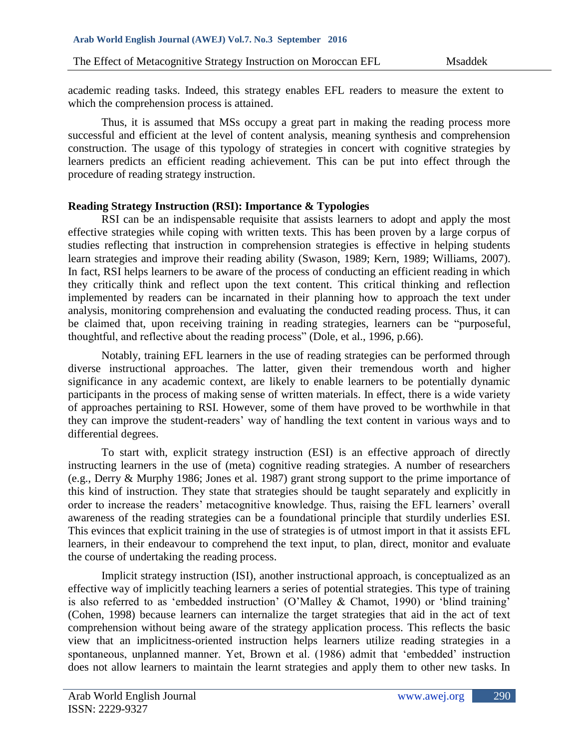academic reading tasks. Indeed, this strategy enables EFL readers to measure the extent to which the comprehension process is attained.

Thus, it is assumed that MSs occupy a great part in making the reading process more successful and efficient at the level of content analysis, meaning synthesis and comprehension construction. The usage of this typology of strategies in concert with cognitive strategies by learners predicts an efficient reading achievement. This can be put into effect through the procedure of reading strategy instruction.

## Reading Strategy Instruction (RSI): Importance & Typologies

RSI can be an indispensable requisite that assists learners to adopt and apply the most effective strategies while coping with written texts. This has been proven by a large corpus of studies reflecting that instruction in comprehension strategies is effective in helping students learn strategies and improve their reading ability (Swason, 1989; Kern, 1989; Williams, 2007). In fact, RSI helps learners to be aware of the process of conducting an efficient reading in which they critically think and reflect upon the text content. This critical thinking and reflection implemented by readers can be incarnated in their planning how to approach the text under analysis, monitoring comprehension and evaluating the conducted reading process. Thus, it can be claimed that, upon receiving training in reading strategies, learners can be "purposeful, thoughtful, and reflective about the reading process" (Dole, et al., 1996, p.66).

Notably, training EFL learners in the use of reading strategies can be performed through diverse instructional approaches. The latter, given their tremendous worth and higher significance in any academic context, are likely to enable learners to be potentially dynamic participants in the process of making sense of written materials. In effect, there is a wide variety of approaches pertaining to RSI. However, some of them have proved to be worthwhile in that they can improve the student-readers' way of handling the text content in various ways and to differential degrees.

To start with, explicit strategy instruction (ESI) is an effective approach of directly instructing learners in the use of (meta) cognitive reading strategies. A number of researchers (e.g., Derry & Murphy 1986; Jones et al. 1987) grant strong support to the prime importance of this kind of instruction. They state that strategies should be taught separately and explicitly in order to increase the readers' metacognitive knowledge. Thus, raising the EFL learners' overall awareness of the reading strategies can be a foundational principle that sturdily underlies ESI. This evinces that explicit training in the use of strategies is of utmost import in that it assists EFL learners, in their endeavour to comprehend the text input, to plan, direct, monitor and evaluate the course of undertaking the reading process.

Implicit strategy instruction (ISI), another instructional approach, is conceptualized as an effective way of implicitly teaching learners a series of potential strategies. This type of training is also referred to as 'embedded instruction' (O'Malley & Chamot, 1990) or 'blind training' (Cohen, 1998) because learners can internalize the target strategies that aid in the act of text comprehension without being aware of the strategy application process. This reflects the basic view that an implicitness-oriented instruction helps learners utilize reading strategies in a spontaneous, unplanned manner. Yet, Brown et al. (1986) admit that 'embedded' instruction does not allow learners to maintain the learnt strategies and apply them to other new tasks. In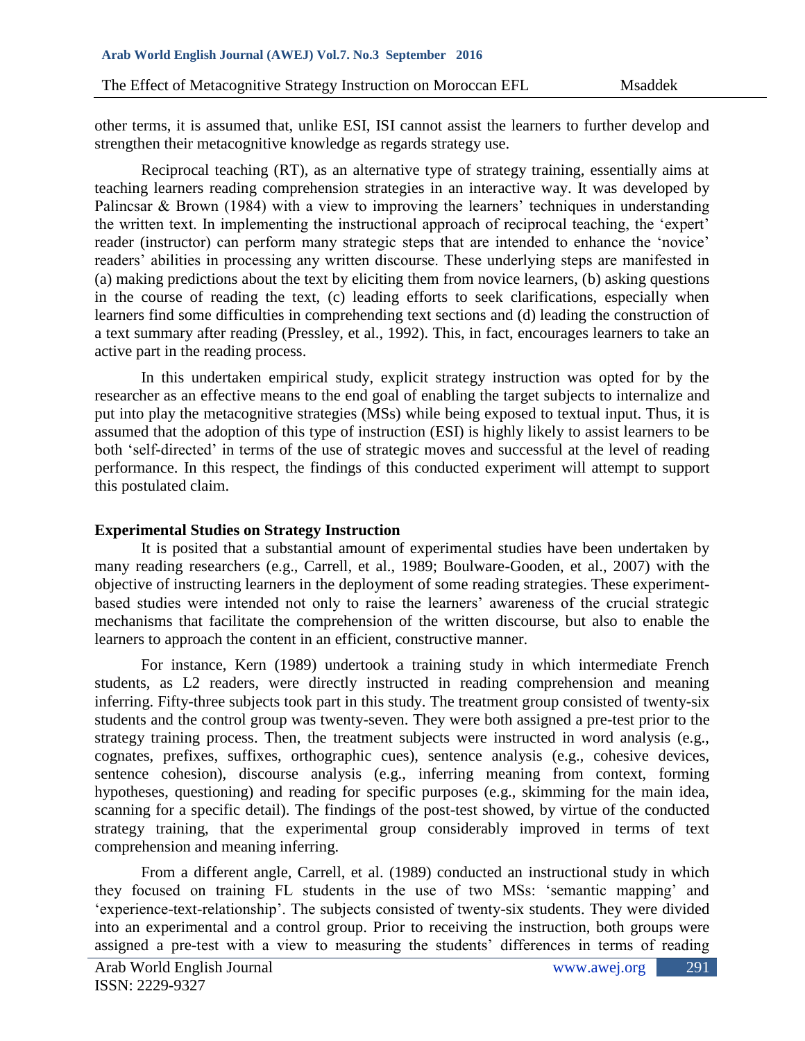other terms, it is assumed that, unlike ESI, ISI cannot assist the learners to further develop and strengthen their metacognitive knowledge as regards strategy use.

Reciprocal teaching (RT), as an alternative type of strategy training, essentially aims at teaching learners reading comprehension strategies in an interactive way. It was developed by Palincsar & Brown (1984) with a view to improving the learners' techniques in understanding the written text. In implementing the instructional approach of reciprocal teaching, the 'expert' reader (instructor) can perform many strategic steps that are intended to enhance the 'novice' readers' abilities in processing any written discourse. These underlying steps are manifested in (a) making predictions about the text by eliciting them from novice learners, (b) asking questions in the course of reading the text, (c) leading efforts to seek clarifications, especially when learners find some difficulties in comprehending text sections and (d) leading the construction of a text summary after reading (Pressley, et al., 1992). This, in fact, encourages learners to take an active part in the reading process.

In this undertaken empirical study, explicit strategy instruction was opted for by the researcher as an effective means to the end goal of enabling the target subjects to internalize and put into play the metacognitive strategies (MSs) while being exposed to textual input. Thus, it is assumed that the adoption of this type of instruction (ESI) is highly likely to assist learners to be both 'self-directed' in terms of the use of strategic moves and successful at the level of reading performance. In this respect, the findings of this conducted experiment will attempt to support this postulated claim.

## Experimental Studies on Strategy Instruction

It is posited that a substantial amount of experimental studies have been undertaken by many reading researchers (e.g., Carrell, et al., 1989; Boulware-Gooden, et al., 2007) with the objective of instructing learners in the deployment of some reading strategies. These experiment-based studies were intended not only to raise the learners' awareness of the crucial strategic mechanisms that facilitate the comprehension of the written discourse, but also to enable the learners to approach the content in an efficient, constructive manner.

For instance, Kern (1989) undertook a training study in which intermediate French students, as L2 readers, were directly instructed in reading comprehension and meaning inferring. Fifty-three subjects took part in this study. The treatment group consisted of twenty-six students and the control group was twenty-seven. They were both assigned a pre-test prior to the strategy training process. Then, the treatment subjects were instructed in word analysis (e.g., cognates, prefixes, suffixes, orthographic cues), sentence analysis (e.g., cohesive devices, sentence cohesion), discourse analysis (e.g., inferring meaning from context, forming hypotheses, questioning) and reading for specific purposes (e.g., skimming for the main idea, scanning for a specific detail). The findings of the post-test showed, by virtue of the conducted strategy training, that the experimental group considerably improved in terms of text comprehension and meaning inferring.

From a different angle, Carrell, et al. (1989) conducted an instructional study in which they focused on training FL students in the use of two MSs: 'semantic mapping' and 'experience-text-relationship'. The subjects consisted of twenty-six students. They were divided into an experimental and a control group. Prior to receiving the instruction, both groups were assigned a pre-test with a view to measuring the students' differences in terms of reading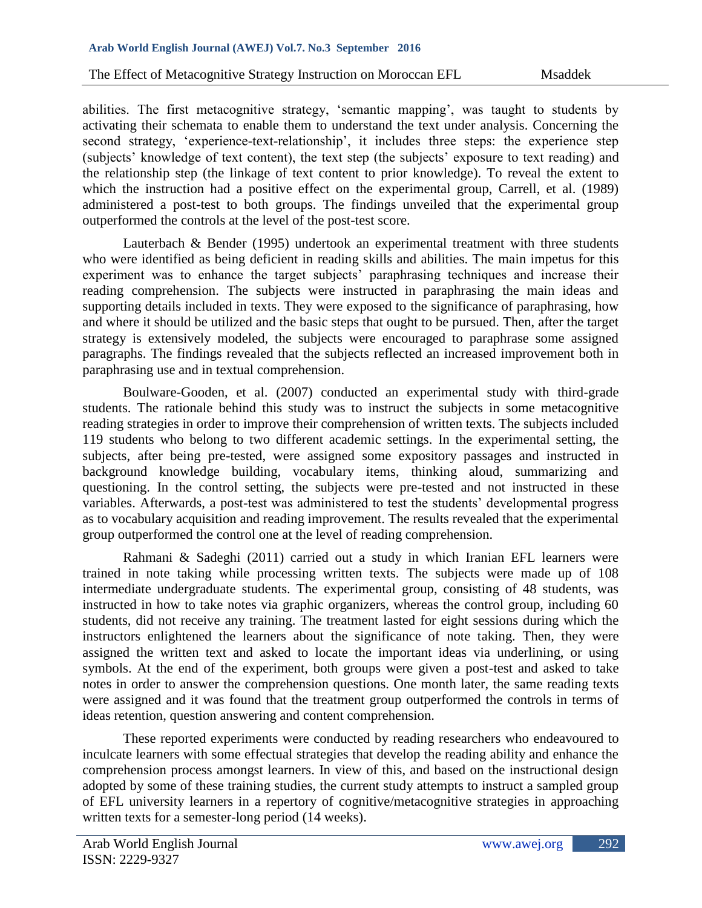abilities. The first metacognitive strategy, 'semantic mapping', was taught to students by activating their schemata to enable them to understand the text under analysis. Concerning the second strategy, 'experience-text-relationship', it includes three steps: the experience step (subjects' knowledge of text content), the text step (the subjects' exposure to text reading) and the relationship step (the linkage of text content to prior knowledge). To reveal the extent to which the instruction had a positive effect on the experimental group, Carrell, et al. (1989) administered a post-test to both groups. The findings unveiled that the experimental group outperformed the controls at the level of the post-test score.

Lauterbach & Bender (1995) undertook an experimental treatment with three students who were identified as being deficient in reading skills and abilities. The main impetus for this experiment was to enhance the target subjects' paraphrasing techniques and increase their reading comprehension. The subjects were instructed in paraphrasing the main ideas and supporting details included in texts. They were exposed to the significance of paraphrasing, how and where it should be utilized and the basic steps that ought to be pursued. Then, after the target strategy is extensively modeled, the subjects were encouraged to paraphrase some assigned paragraphs. The findings revealed that the subjects reflected an increased improvement both in paraphrasing use and in textual comprehension.

Boulware-Gooden, et al. (2007) conducted an experimental study with third-grade students. The rationale behind this study was to instruct the subjects in some metacognitive reading strategies in order to improve their comprehension of written texts. The subjects included 119 students who belong to two different academic settings. In the experimental setting, the subjects, after being pre-tested, were assigned some expository passages and instructed in background knowledge building, vocabulary items, thinking aloud, summarizing and questioning. In the control setting, the subjects were pre-tested and not instructed in these variables. Afterwards, a post-test was administered to test the students' developmental progress as to vocabulary acquisition and reading improvement. The results revealed that the experimental group outperformed the control one at the level of reading comprehension.

Rahmani & Sadeghi (2011) carried out a study in which Iranian EFL learners were trained in note taking while processing written texts. The subjects were made up of 108 intermediate undergraduate students. The experimental group, consisting of 48 students, was instructed in how to take notes via graphic organizers, whereas the control group, including 60 students, did not receive any training. The treatment lasted for eight sessions during which the instructors enlightened the learners about the significance of note taking. Then, they were assigned the written text and asked to locate the important ideas via underlining, or using symbols. At the end of the experiment, both groups were given a post-test and asked to take notes in order to answer the comprehension questions. One month later, the same reading texts were assigned and it was found that the treatment group outperformed the controls in terms of ideas retention, question answering and content comprehension.

These reported experiments were conducted by reading researchers who endeavoured to inculcate learners with some effectual strategies that develop the reading ability and enhance the comprehension process amongst learners. In view of this, and based on the instructional design adopted by some of these training studies, the current study attempts to instruct a sampled group of EFL university learners in a repertory of cognitive/metacognitive strategies in approaching written texts for a semester-long period (14 weeks).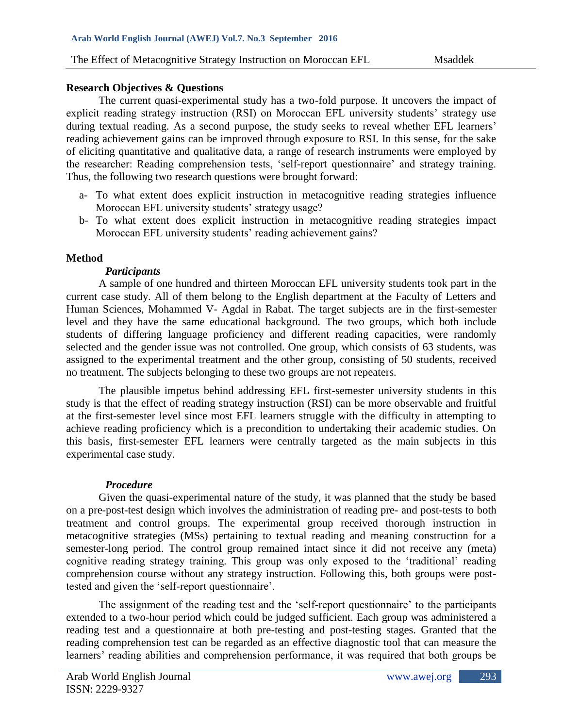## Research Objectives & Questions

The current quasi-experimental study has a two-fold purpose. It uncovers the impact of explicit reading strategy instruction (RSI) on Moroccan EFL university students' strategy use during textual reading. As a second purpose, the study seeks to reveal whether EFL learners' reading achievement gains can be improved through exposure to RSI. In this sense, for the sake of eliciting quantitative and qualitative data, a range of research instruments were employed by the researcher: Reading comprehension tests, 'self-report questionnaire' and strategy training. Thus, the following two research questions were brought forward:

a- To what extent does explicit instruction in metacognitive reading strategies influence Moroccan EFL university students' strategy usage?
b- To what extent does explicit instruction in metacognitive reading strategies impact Moroccan EFL university students' reading achievement gains?

## Method

### *Participants*

A sample of one hundred and thirteen Moroccan EFL university students took part in the current case study. All of them belong to the English department at the Faculty of Letters and Human Sciences, Mohammed V- Agdal in Rabat. The target subjects are in the first-semester level and they have the same educational background. The two groups, which both include students of differing language proficiency and different reading capacities, were randomly selected and the gender issue was not controlled. One group, which consists of 63 students, was assigned to the experimental treatment and the other group, consisting of 50 students, received no treatment. The subjects belonging to these two groups are not repeaters.

The plausible impetus behind addressing EFL first-semester university students in this study is that the effect of reading strategy instruction (RSI) can be more observable and fruitful at the first-semester level since most EFL learners struggle with the difficulty in attempting to achieve reading proficiency which is a precondition to undertaking their academic studies. On this basis, first-semester EFL learners were centrally targeted as the main subjects in this experimental case study.

### *Procedure*

Given the quasi-experimental nature of the study, it was planned that the study be based on a pre-post-test design which involves the administration of reading pre- and post-tests to both treatment and control groups. The experimental group received thorough instruction in metacognitive strategies (MSs) pertaining to textual reading and meaning construction for a semester-long period. The control group remained intact since it did not receive any (meta) cognitive reading strategy training. This group was only exposed to the 'traditional' reading comprehension course without any strategy instruction. Following this, both groups were post-tested and given the 'self-report questionnaire'.

The assignment of the reading test and the 'self-report questionnaire' to the participants extended to a two-hour period which could be judged sufficient. Each group was administered a reading test and a questionnaire at both pre-testing and post-testing stages. Granted that the reading comprehension test can be regarded as an effective diagnostic tool that can measure the learners' reading abilities and comprehension performance, it was required that both groups be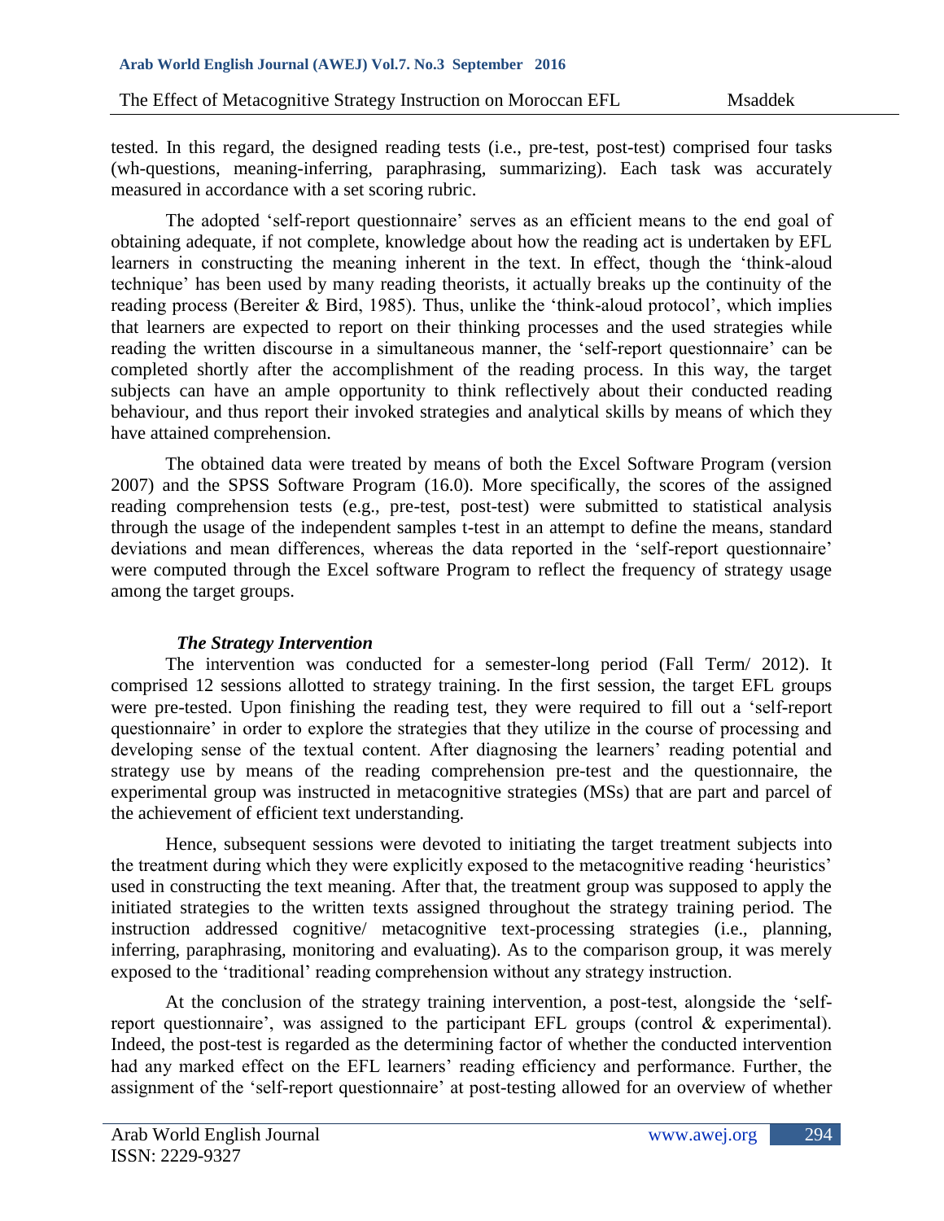tested. In this regard, the designed reading tests (i.e., pre-test, post-test) comprised four tasks (wh-questions, meaning-inferring, paraphrasing, summarizing). Each task was accurately measured in accordance with a set scoring rubric.

The adopted 'self-report questionnaire' serves as an efficient means to the end goal of obtaining adequate, if not complete, knowledge about how the reading act is undertaken by EFL learners in constructing the meaning inherent in the text. In effect, though the 'think-aloud technique' has been used by many reading theorists, it actually breaks up the continuity of the reading process (Bereiter & Bird, 1985). Thus, unlike the 'think-aloud protocol', which implies that learners are expected to report on their thinking processes and the used strategies while reading the written discourse in a simultaneous manner, the 'self-report questionnaire' can be completed shortly after the accomplishment of the reading process. In this way, the target subjects can have an ample opportunity to think reflectively about their conducted reading behaviour, and thus report their invoked strategies and analytical skills by means of which they have attained comprehension.

The obtained data were treated by means of both the Excel Software Program (version 2007) and the SPSS Software Program (16.0). More specifically, the scores of the assigned reading comprehension tests (e.g., pre-test, post-test) were submitted to statistical analysis through the usage of the independent samples t-test in an attempt to define the means, standard deviations and mean differences, whereas the data reported in the 'self-report questionnaire' were computed through the Excel software Program to reflect the frequency of strategy usage among the target groups.

### *The Strategy Intervention*

The intervention was conducted for a semester-long period (Fall Term/ 2012). It comprised 12 sessions allotted to strategy training. In the first session, the target EFL groups were pre-tested. Upon finishing the reading test, they were required to fill out a 'self-report questionnaire' in order to explore the strategies that they utilize in the course of processing and developing sense of the textual content. After diagnosing the learners' reading potential and strategy use by means of the reading comprehension pre-test and the questionnaire, the experimental group was instructed in metacognitive strategies (MSs) that are part and parcel of the achievement of efficient text understanding.

Hence, subsequent sessions were devoted to initiating the target treatment subjects into the treatment during which they were explicitly exposed to the metacognitive reading 'heuristics' used in constructing the text meaning. After that, the treatment group was supposed to apply the initiated strategies to the written texts assigned throughout the strategy training period. The instruction addressed cognitive/ metacognitive text-processing strategies (i.e., planning, inferring, paraphrasing, monitoring and evaluating). As to the comparison group, it was merely exposed to the 'traditional' reading comprehension without any strategy instruction.

At the conclusion of the strategy training intervention, a post-test, alongside the 'self-report questionnaire', was assigned to the participant EFL groups (control & experimental). Indeed, the post-test is regarded as the determining factor of whether the conducted intervention had any marked effect on the EFL learners' reading efficiency and performance. Further, the assignment of the 'self-report questionnaire' at post-testing allowed for an overview of whether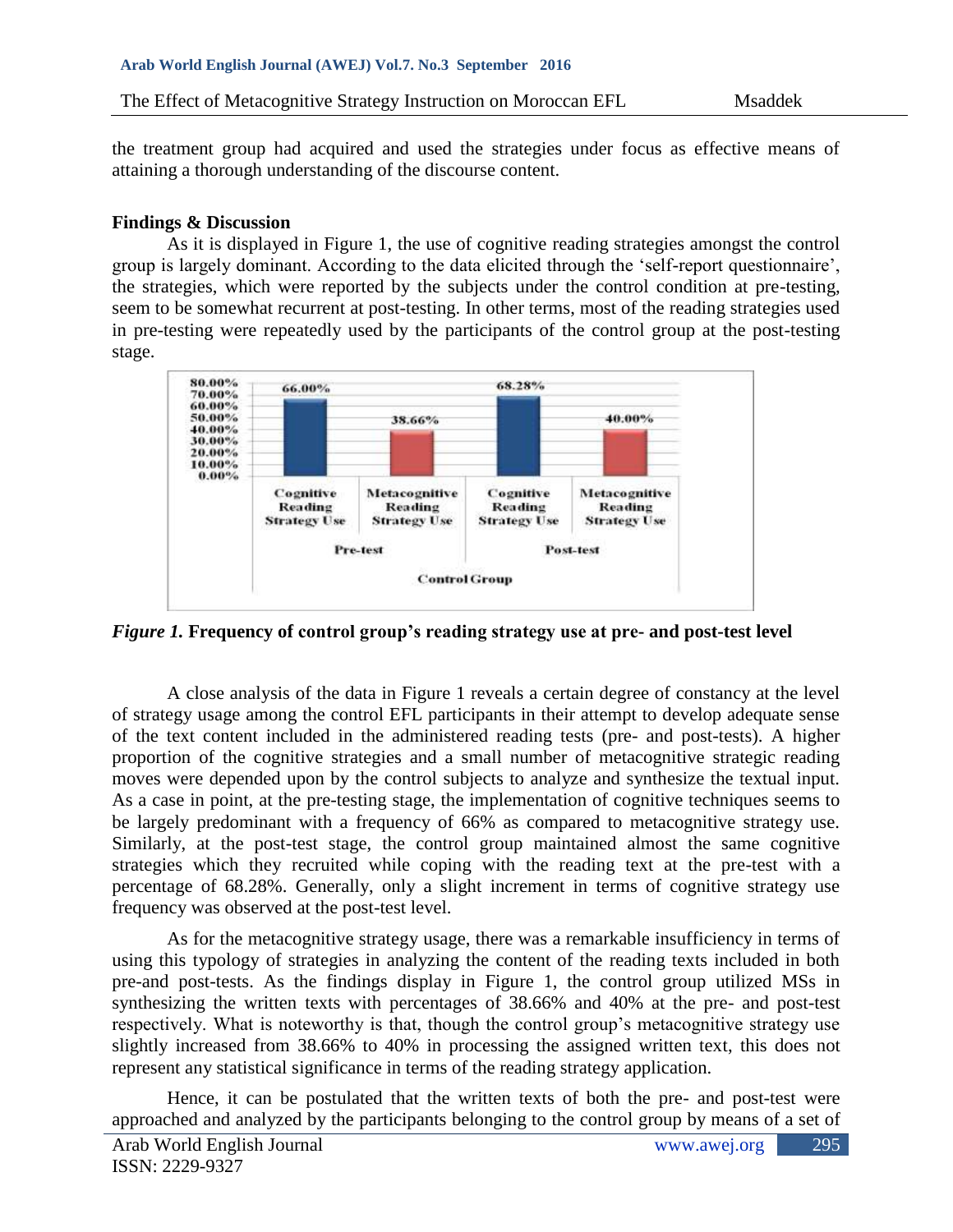the treatment group had acquired and used the strategies under focus as effective means of attaining a thorough understanding of the discourse content.

**Findings & Discussion**

As it is displayed in Figure 1, the use of cognitive reading strategies amongst the control group is largely dominant. According to the data elicited through the 'self-report questionnaire', the strategies, which were reported by the subjects under the control condition at pre-testing, seem to be somewhat recurrent at post-testing. In other terms, most of the reading strategies used in pre-testing were repeatedly used by the participants of the control group at the post-testing stage.

***Figure 1.* Frequency of control group's reading strategy use at pre- and post-test level**

A close analysis of the data in Figure 1 reveals a certain degree of constancy at the level of strategy usage among the control EFL participants in their attempt to develop adequate sense of the text content included in the administered reading tests (pre- and post-tests). A higher proportion of the cognitive strategies and a small number of metacognitive strategic reading moves were depended upon by the control subjects to analyze and synthesize the textual input. As a case in point, at the pre-testing stage, the implementation of cognitive techniques seems to be largely predominant with a frequency of 66% as compared to metacognitive strategy use. Similarly, at the post-test stage, the control group maintained almost the same cognitive strategies which they recruited while coping with the reading text at the pre-test with a percentage of 68.28%. Generally, only a slight increment in terms of cognitive strategy use frequency was observed at the post-test level.

As for the metacognitive strategy usage, there was a remarkable insufficiency in terms of using this typology of strategies in analyzing the content of the reading texts included in both pre-and post-tests. As the findings display in Figure 1, the control group utilized MSs in synthesizing the written texts with percentages of 38.66% and 40% at the pre- and post-test respectively. What is noteworthy is that, though the control group's metacognitive strategy use slightly increased from 38.66% to 40% in processing the assigned written text, this does not represent any statistical significance in terms of the reading strategy application.

Hence, it can be postulated that the written texts of both the pre- and post-test were approached and analyzed by the participants belonging to the control group by means of a set of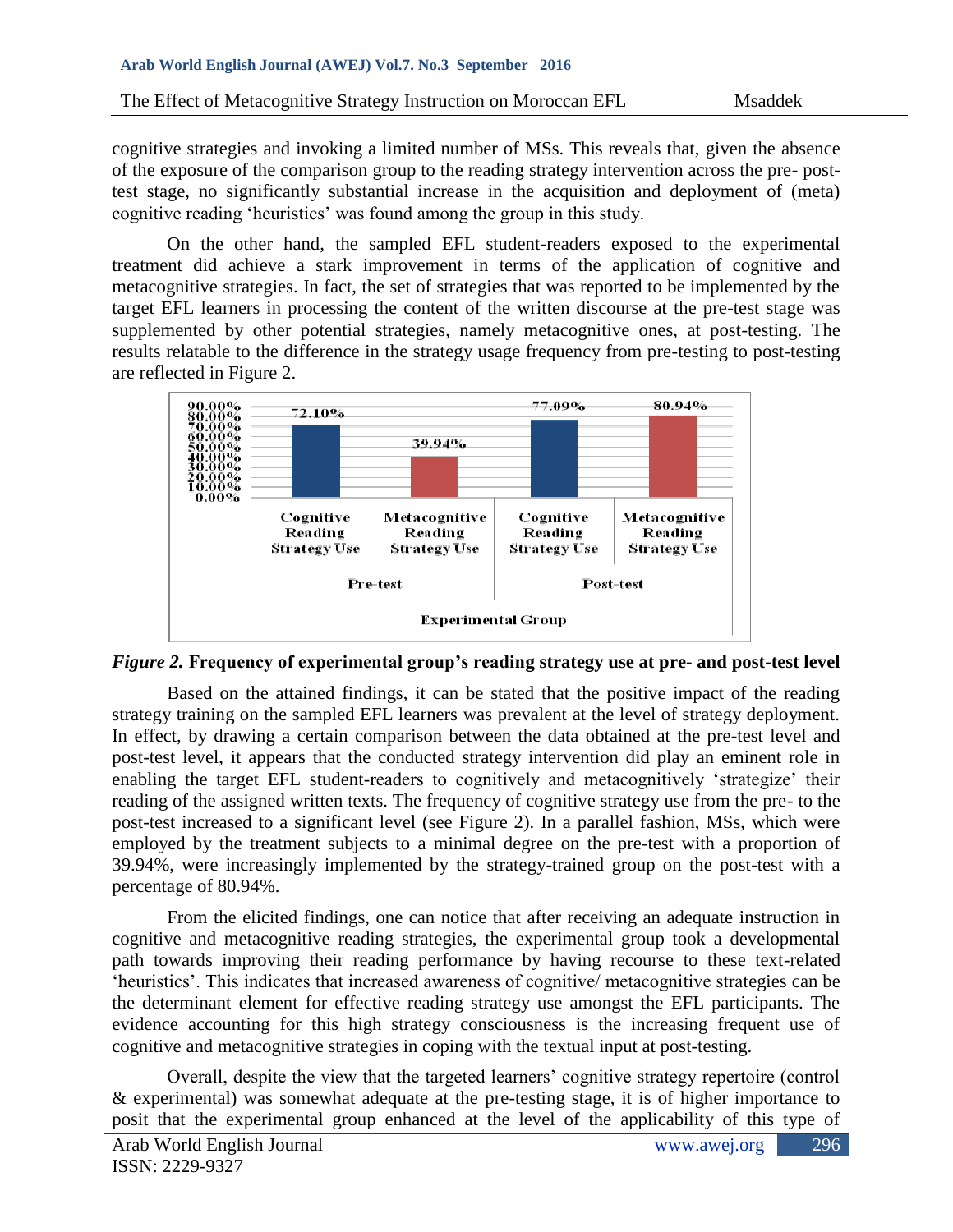cognitive strategies and invoking a limited number of MSs. This reveals that, given the absence of the exposure of the comparison group to the reading strategy intervention across the pre- post-test stage, no significantly substantial increase in the acquisition and deployment of (meta) cognitive reading 'heuristics' was found among the group in this study.

On the other hand, the sampled EFL student-readers exposed to the experimental treatment did achieve a stark improvement in terms of the application of cognitive and metacognitive strategies. In fact, the set of strategies that was reported to be implemented by the target EFL learners in processing the content of the written discourse at the pre-test stage was supplemented by other potential strategies, namely metacognitive ones, at post-testing. The results relatable to the difference in the strategy usage frequency from pre-testing to post-testing are reflected in Figure 2.

*Figure 2.* **Frequency of experimental group's reading strategy use at pre- and post-test level**

Based on the attained findings, it can be stated that the positive impact of the reading strategy training on the sampled EFL learners was prevalent at the level of strategy deployment. In effect, by drawing a certain comparison between the data obtained at the pre-test level and post-test level, it appears that the conducted strategy intervention did play an eminent role in enabling the target EFL student-readers to cognitively and metacognitively 'strategize' their reading of the assigned written texts. The frequency of cognitive strategy use from the pre- to the post-test increased to a significant level (see Figure 2). In a parallel fashion, MSs, which were employed by the treatment subjects to a minimal degree on the pre-test with a proportion of 39.94%, were increasingly implemented by the strategy-trained group on the post-test with a percentage of 80.94%.

From the elicited findings, one can notice that after receiving an adequate instruction in cognitive and metacognitive reading strategies, the experimental group took a developmental path towards improving their reading performance by having recourse to these text-related 'heuristics'. This indicates that increased awareness of cognitive/ metacognitive strategies can be the determinant element for effective reading strategy use amongst the EFL participants. The evidence accounting for this high strategy consciousness is the increasing frequent use of cognitive and metacognitive strategies in coping with the textual input at post-testing.

Overall, despite the view that the targeted learners' cognitive strategy repertoire (control & experimental) was somewhat adequate at the pre-testing stage, it is of higher importance to posit that the experimental group enhanced at the level of the applicability of this type of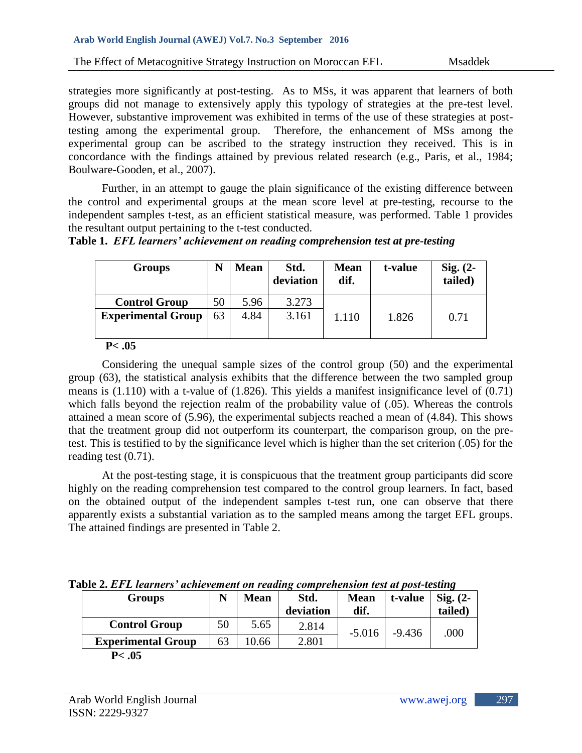strategies more significantly at post-testing. As to MSs, it was apparent that learners of both groups did not manage to extensively apply this typology of strategies at the pre-test level. However, substantive improvement was exhibited in terms of the use of these strategies at post-testing among the experimental group. Therefore, the enhancement of MSs among the experimental group can be ascribed to the strategy instruction they received. This is in concordance with the findings attained by previous related research (e.g., Paris, et al., 1984; Boulware-Gooden, et al., 2007).

Further, in an attempt to gauge the plain significance of the existing difference between the control and experimental groups at the mean score level at pre-testing, recourse to the independent samples t-test, as an efficient statistical measure, was performed. Table 1 provides the resultant output pertaining to the t-test conducted.

**Table 1.** *EFL learners' achievement on reading comprehension test at pre-testing*

| Groups | N | Mean | Std. deviation | Mean dif. | t-value | Sig. (2-tailed) |
|---|---|---|---|---|---|---|
| **Control Group** | 50 | 5.96 | 3.273 | 1.110 | 1.826 | 0.71 |
| **Experimental Group** | 63 | 4.84 | 3.161 | | | |

**P< .05**

Considering the unequal sample sizes of the control group (50) and the experimental group (63), the statistical analysis exhibits that the difference between the two sampled group means is (1.110) with a t-value of (1.826). This yields a manifest insignificance level of (0.71) which falls beyond the rejection realm of the probability value of (.05). Whereas the controls attained a mean score of (5.96), the experimental subjects reached a mean of (4.84). This shows that the treatment group did not outperform its counterpart, the comparison group, on the pre-test. This is testified to by the significance level which is higher than the set criterion (.05) for the reading test (0.71).

At the post-testing stage, it is conspicuous that the treatment group participants did score highly on the reading comprehension test compared to the control group learners. In fact, based on the obtained output of the independent samples t-test run, one can observe that there apparently exists a substantial variation as to the sampled means among the target EFL groups. The attained findings are presented in Table 2.

**Table 2.** *EFL learners' achievement on reading comprehension test at post-testing*

| Groups | N | Mean | Std. deviation | Mean dif. | t-value | Sig. (2-tailed) |
|---|---|---|---|---|---|---|
| **Control Group** | 50 | 5.65 | 2.814 | -5.016 | -9.436 | .000 |
| **Experimental Group** | 63 | 10.66 | 2.801 | | | |

**P< .05**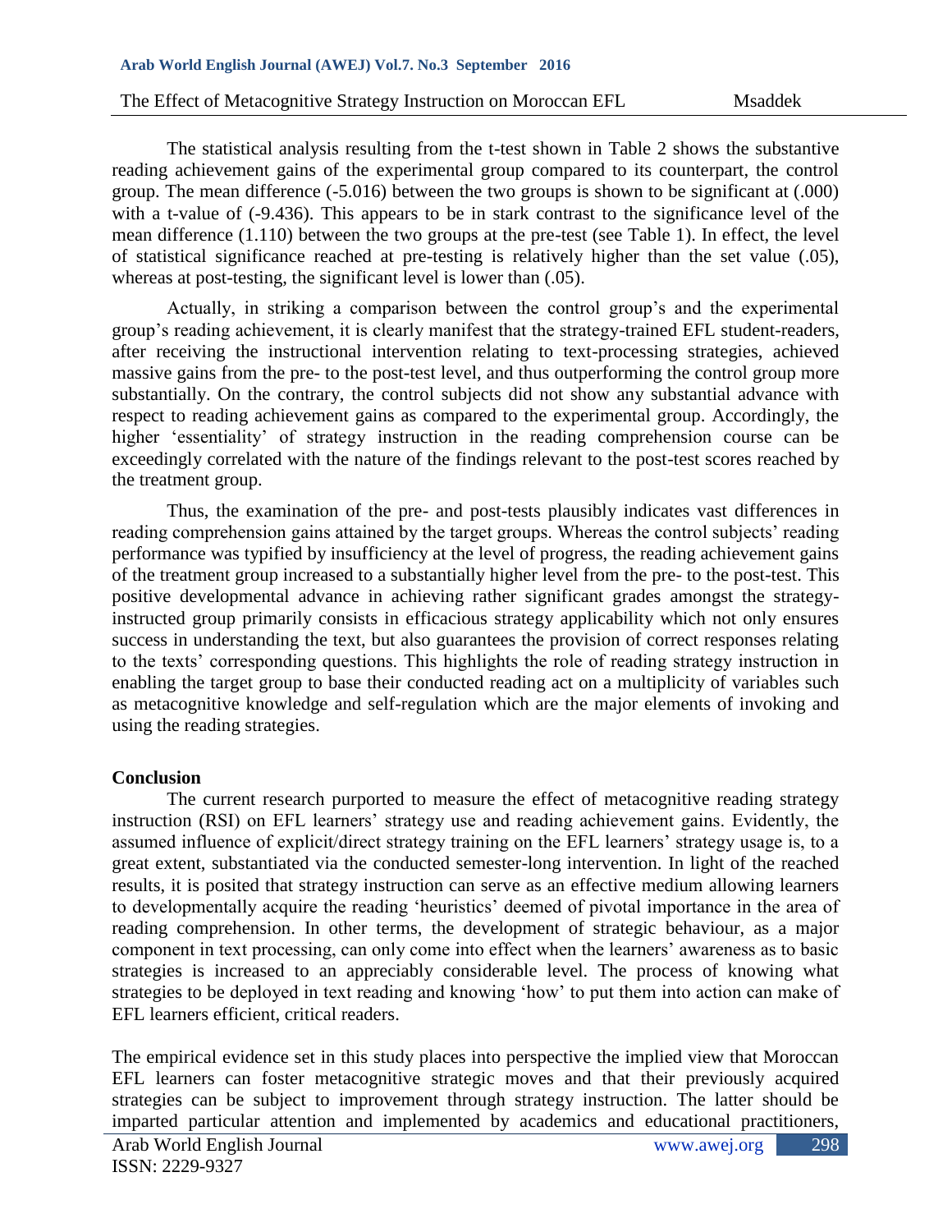The statistical analysis resulting from the t-test shown in Table 2 shows the substantive reading achievement gains of the experimental group compared to its counterpart, the control group. The mean difference (-5.016) between the two groups is shown to be significant at (.000) with a t-value of (-9.436). This appears to be in stark contrast to the significance level of the mean difference (1.110) between the two groups at the pre-test (see Table 1). In effect, the level of statistical significance reached at pre-testing is relatively higher than the set value (.05), whereas at post-testing, the significant level is lower than (.05).

Actually, in striking a comparison between the control group's and the experimental group's reading achievement, it is clearly manifest that the strategy-trained EFL student-readers, after receiving the instructional intervention relating to text-processing strategies, achieved massive gains from the pre- to the post-test level, and thus outperforming the control group more substantially. On the contrary, the control subjects did not show any substantial advance with respect to reading achievement gains as compared to the experimental group. Accordingly, the higher 'essentiality' of strategy instruction in the reading comprehension course can be exceedingly correlated with the nature of the findings relevant to the post-test scores reached by the treatment group.

Thus, the examination of the pre- and post-tests plausibly indicates vast differences in reading comprehension gains attained by the target groups. Whereas the control subjects' reading performance was typified by insufficiency at the level of progress, the reading achievement gains of the treatment group increased to a substantially higher level from the pre- to the post-test. This positive developmental advance in achieving rather significant grades amongst the strategy-instructed group primarily consists in efficacious strategy applicability which not only ensures success in understanding the text, but also guarantees the provision of correct responses relating to the texts' corresponding questions. This highlights the role of reading strategy instruction in enabling the target group to base their conducted reading act on a multiplicity of variables such as metacognitive knowledge and self-regulation which are the major elements of invoking and using the reading strategies.

**Conclusion**

The current research purported to measure the effect of metacognitive reading strategy instruction (RSI) on EFL learners' strategy use and reading achievement gains. Evidently, the assumed influence of explicit/direct strategy training on the EFL learners' strategy usage is, to a great extent, substantiated via the conducted semester-long intervention. In light of the reached results, it is posited that strategy instruction can serve as an effective medium allowing learners to developmentally acquire the reading 'heuristics' deemed of pivotal importance in the area of reading comprehension. In other terms, the development of strategic behaviour, as a major component in text processing, can only come into effect when the learners' awareness as to basic strategies is increased to an appreciably considerable level. The process of knowing what strategies to be deployed in text reading and knowing 'how' to put them into action can make of EFL learners efficient, critical readers.

The empirical evidence set in this study places into perspective the implied view that Moroccan EFL learners can foster metacognitive strategic moves and that their previously acquired strategies can be subject to improvement through strategy instruction. The latter should be imparted particular attention and implemented by academics and educational practitioners,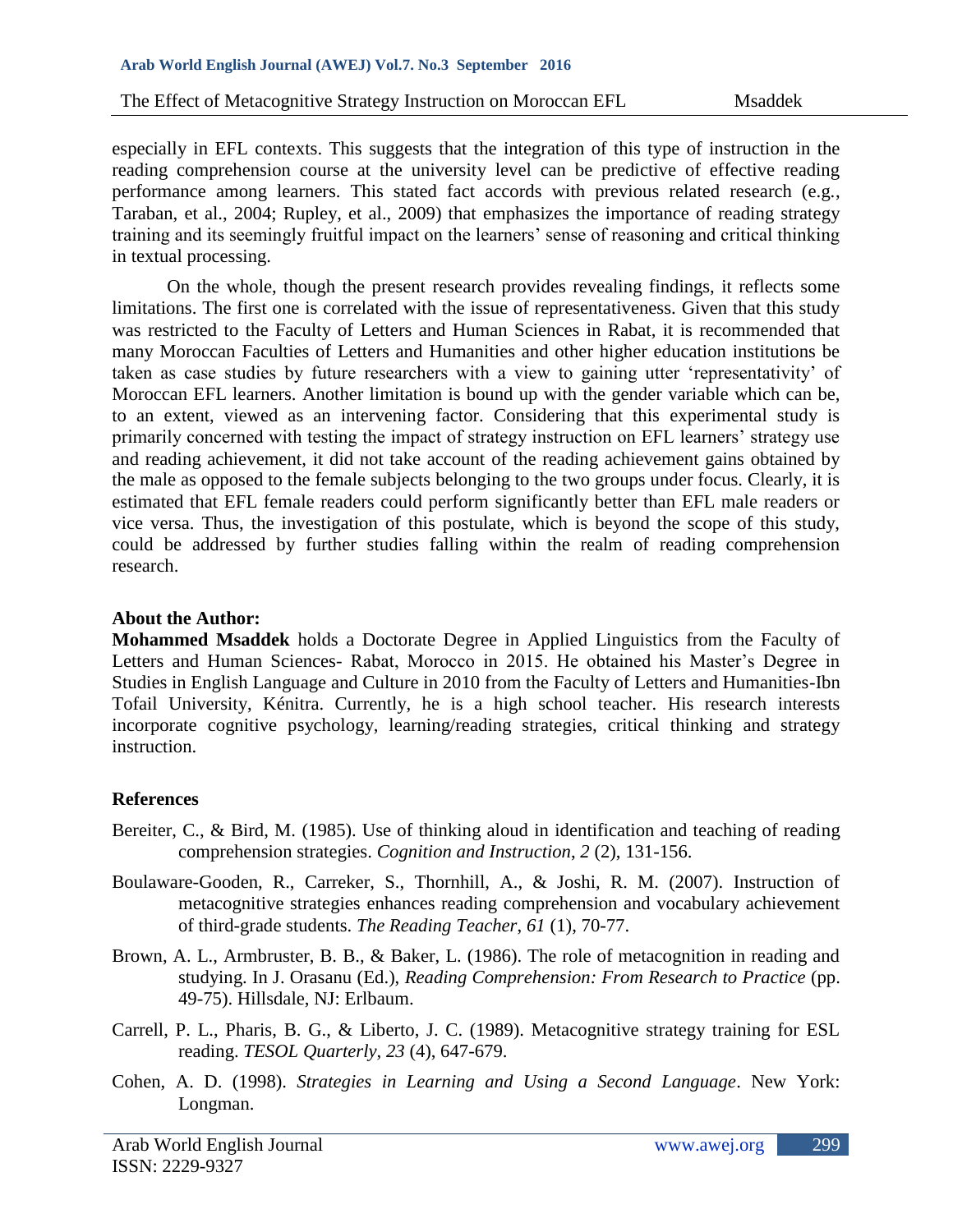especially in EFL contexts. This suggests that the integration of this type of instruction in the reading comprehension course at the university level can be predictive of effective reading performance among learners. This stated fact accords with previous related research (e.g., Taraban, et al., 2004; Rupley, et al., 2009) that emphasizes the importance of reading strategy training and its seemingly fruitful impact on the learners' sense of reasoning and critical thinking in textual processing.

On the whole, though the present research provides revealing findings, it reflects some limitations. The first one is correlated with the issue of representativeness. Given that this study was restricted to the Faculty of Letters and Human Sciences in Rabat, it is recommended that many Moroccan Faculties of Letters and Humanities and other higher education institutions be taken as case studies by future researchers with a view to gaining utter 'representativity' of Moroccan EFL learners. Another limitation is bound up with the gender variable which can be, to an extent, viewed as an intervening factor. Considering that this experimental study is primarily concerned with testing the impact of strategy instruction on EFL learners' strategy use and reading achievement, it did not take account of the reading achievement gains obtained by the male as opposed to the female subjects belonging to the two groups under focus. Clearly, it is estimated that EFL female readers could perform significantly better than EFL male readers or vice versa. Thus, the investigation of this postulate, which is beyond the scope of this study, could be addressed by further studies falling within the realm of reading comprehension research.

**About the Author:**

**Mohammed Msaddek** holds a Doctorate Degree in Applied Linguistics from the Faculty of Letters and Human Sciences- Rabat, Morocco in 2015. He obtained his Master's Degree in Studies in English Language and Culture in 2010 from the Faculty of Letters and Humanities-Ibn Tofail University, Kénitra. Currently, he is a high school teacher. His research interests incorporate cognitive psychology, learning/reading strategies, critical thinking and strategy instruction.

**References**

Bereiter, C., & Bird, M. (1985). Use of thinking aloud in identification and teaching of reading comprehension strategies. *Cognition and Instruction*, *2* (2), 131-156.

Boulaware-Gooden, R., Carreker, S., Thornhill, A., & Joshi, R. M. (2007). Instruction of metacognitive strategies enhances reading comprehension and vocabulary achievement of third-grade students. *The Reading Teacher*, *61* (1), 70-77.

Brown, A. L., Armbruster, B. B., & Baker, L. (1986). The role of metacognition in reading and studying. In J. Orasanu (Ed.), *Reading Comprehension: From Research to Practice* (pp. 49-75). Hillsdale, NJ: Erlbaum.

Carrell, P. L., Pharis, B. G., & Liberto, J. C. (1989). Metacognitive strategy training for ESL reading. *TESOL Quarterly*, *23* (4), 647-679.

Cohen, A. D. (1998). *Strategies in Learning and Using a Second Language*. New York: Longman.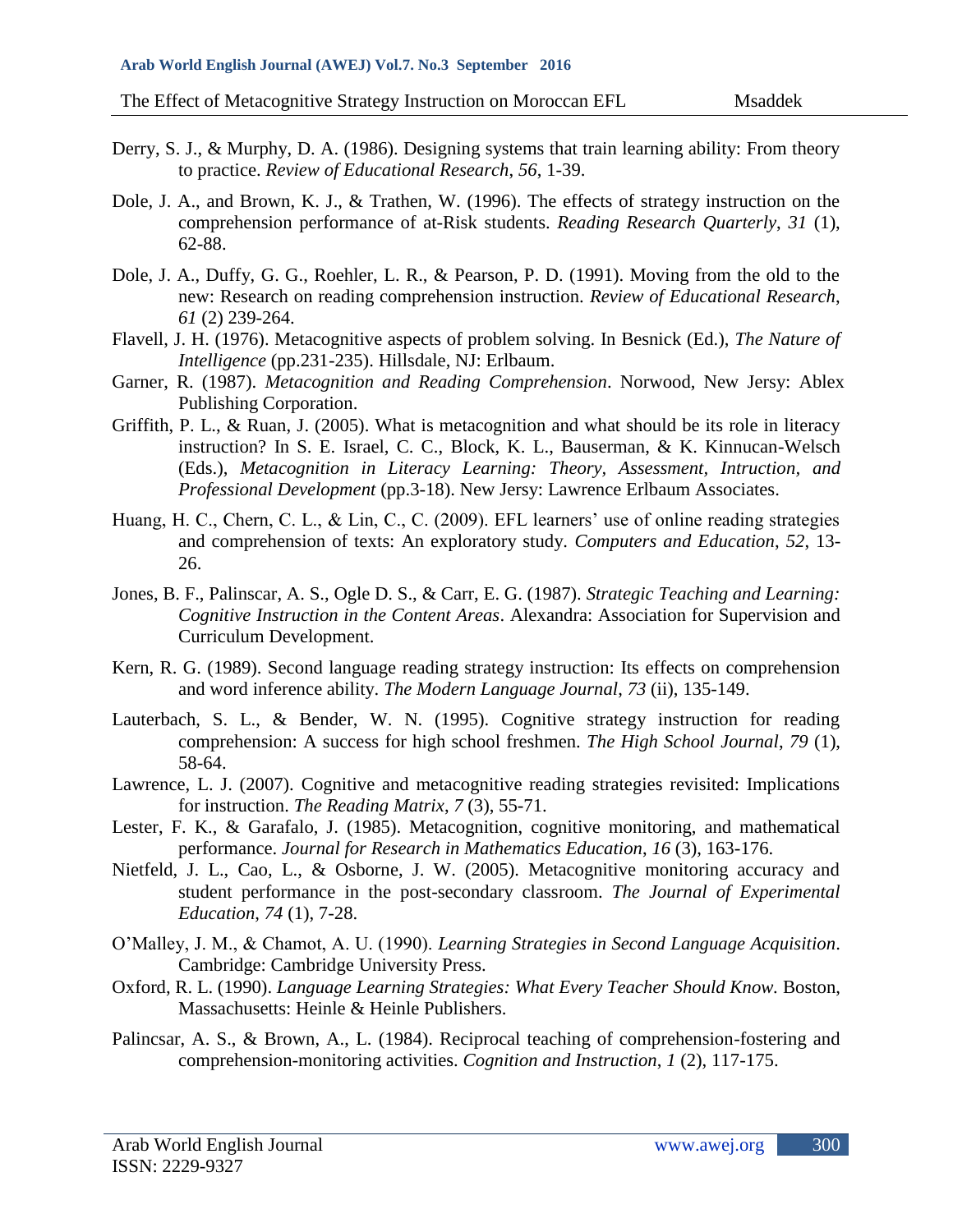Derry, S. J., & Murphy, D. A. (1986). Designing systems that train learning ability: From theory to practice. *Review of Educational Research*, *56*, 1-39.

Dole, J. A., and Brown, K. J., & Trathen, W. (1996). The effects of strategy instruction on the comprehension performance of at-Risk students. *Reading Research Quarterly*, *31* (1), 62-88.

Dole, J. A., Duffy, G. G., Roehler, L. R., & Pearson, P. D. (1991). Moving from the old to the new: Research on reading comprehension instruction. *Review of Educational Research*, *61* (2) 239-264.

Flavell, J. H. (1976). Metacognitive aspects of problem solving. In Besnick (Ed.), *The Nature of Intelligence* (pp.231-235). Hillsdale, NJ: Erlbaum.

Garner, R. (1987). *Metacognition and Reading Comprehension*. Norwood, New Jersy: Ablex Publishing Corporation.

Griffith, P. L., & Ruan, J. (2005). What is metacognition and what should be its role in literacy instruction? In S. E. Israel, C. C., Block, K. L., Bauserman, & K. Kinnucan-Welsch (Eds.), *Metacognition in Literacy Learning: Theory, Assessment, Intruction, and Professional Development* (pp.3-18). New Jersy: Lawrence Erlbaum Associates.

Huang, H. C., Chern, C. L., & Lin, C., C. (2009). EFL learners' use of online reading strategies and comprehension of texts: An exploratory study. *Computers and Education*, *52*, 13-26.

Jones, B. F., Palinscar, A. S., Ogle D. S., & Carr, E. G. (1987). *Strategic Teaching and Learning: Cognitive Instruction in the Content Areas*. Alexandra: Association for Supervision and Curriculum Development.

Kern, R. G. (1989). Second language reading strategy instruction: Its effects on comprehension and word inference ability. *The Modern Language Journal*, *73* (ii), 135-149.

Lauterbach, S. L., & Bender, W. N. (1995). Cognitive strategy instruction for reading comprehension: A success for high school freshmen. *The High School Journal*, *79* (1), 58-64.

Lawrence, L. J. (2007). Cognitive and metacognitive reading strategies revisited: Implications for instruction. *The Reading Matrix*, *7* (3), 55-71.

Lester, F. K., & Garafalo, J. (1985). Metacognition, cognitive monitoring, and mathematical performance. *Journal for Research in Mathematics Education*, *16* (3), 163-176.

Nietfeld, J. L., Cao, L., & Osborne, J. W. (2005). Metacognitive monitoring accuracy and student performance in the post-secondary classroom. *The Journal of Experimental Education*, *74* (1), 7-28.

O'Malley, J. M., & Chamot, A. U. (1990). *Learning Strategies in Second Language Acquisition*. Cambridge: Cambridge University Press.

Oxford, R. L. (1990). *Language Learning Strategies: What Every Teacher Should Know.* Boston, Massachusetts: Heinle & Heinle Publishers.

Palincsar, A. S., & Brown, A., L. (1984). Reciprocal teaching of comprehension-fostering and comprehension-monitoring activities. *Cognition and Instruction*, *1* (2), 117-175.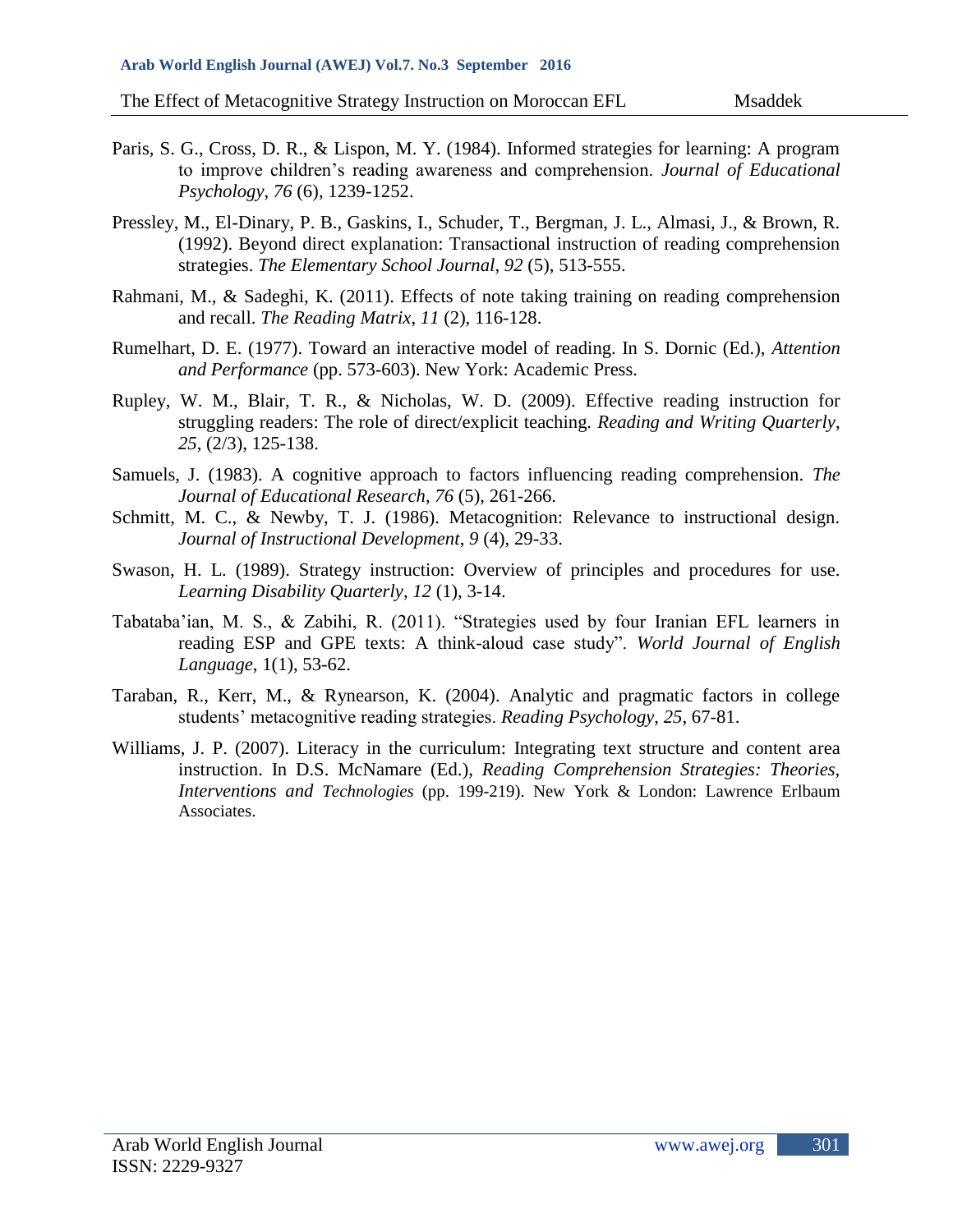Paris, S. G., Cross, D. R., & Lispon, M. Y. (1984). Informed strategies for learning: A program to improve children's reading awareness and comprehension. *Journal of Educational Psychology*, *76* (6), 1239-1252.

Pressley, M., El-Dinary, P. B., Gaskins, I., Schuder, T., Bergman, J. L., Almasi, J., & Brown, R. (1992). Beyond direct explanation: Transactional instruction of reading comprehension strategies. *The Elementary School Journal*, *92* (5), 513-555.

Rahmani, M., & Sadeghi, K. (2011). Effects of note taking training on reading comprehension and recall. *The Reading Matrix*, *11* (2), 116-128.

Rumelhart, D. E. (1977). Toward an interactive model of reading. In S. Dornic (Ed.), *Attention and Performance* (pp. 573-603). New York: Academic Press.

Rupley, W. M., Blair, T. R., & Nicholas, W. D. (2009). Effective reading instruction for struggling readers: The role of direct/explicit teaching. *Reading and Writing Quarterly*, *25*, (2/3), 125-138.

Samuels, J. (1983). A cognitive approach to factors influencing reading comprehension. *The Journal of Educational Research*, *76* (5), 261-266.

Schmitt, M. C., & Newby, T. J. (1986). Metacognition: Relevance to instructional design. *Journal of Instructional Development*, *9* (4), 29-33.

Swason, H. L. (1989). Strategy instruction: Overview of principles and procedures for use. *Learning Disability Quarterly*, *12* (1), 3-14.

Tabataba'ian, M. S., & Zabihi, R. (2011). "Strategies used by four Iranian EFL learners in reading ESP and GPE texts: A think-aloud case study". *World Journal of English Language*, 1(1), 53-62.

Taraban, R., Kerr, M., & Rynearson, K. (2004). Analytic and pragmatic factors in college students' metacognitive reading strategies. *Reading Psychology*, *25*, 67-81.

Williams, J. P. (2007). Literacy in the curriculum: Integrating text structure and content area instruction. In D.S. McNamare (Ed.), *Reading Comprehension Strategies: Theories, Interventions and Technologies* (pp. 199-219). New York & London: Lawrence Erlbaum Associates.